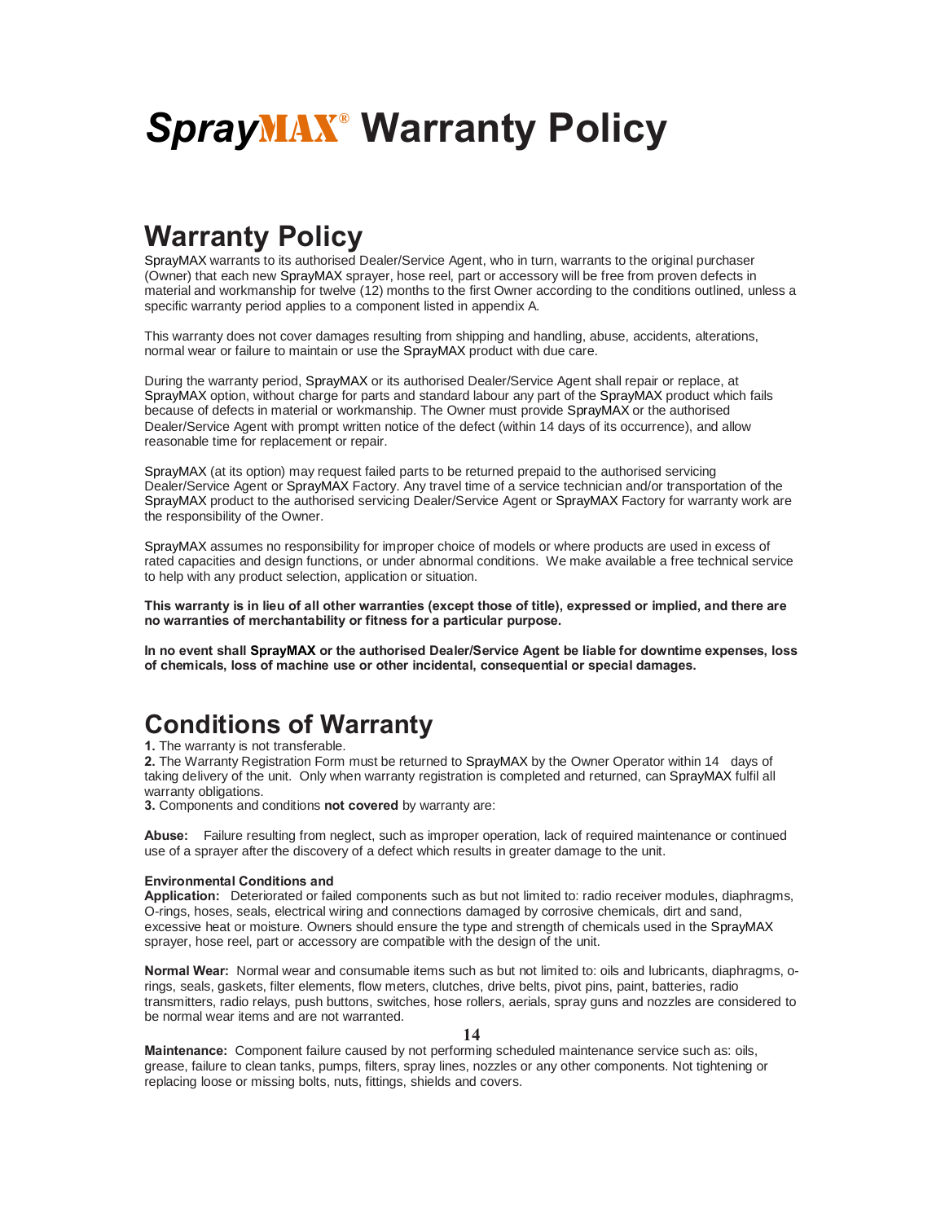# SprayMAX® Warranty Policy

## Warranty Policy

SprayMAX warrants to its authorised Dealer/Service Agent, who in turn, warrants to the original purchaser (Owner) that each new SprayMAX sprayer, hose reel, part or accessory will be free from proven defects in material and workmanship for twelve (12) months to the first Owner according to the conditions outlined, unless a specific warranty period applies to a component listed in appendix A.

This warranty does not cover damages resulting from shipping and handling, abuse, accidents, alterations, normal wear or failure to maintain or use the SprayMAX product with due care.

During the warranty period, SprayMAX or its authorised Dealer/Service Agent shall repair or replace, at SprayMAX option, without charge for parts and standard labour any part of the SprayMAX product which fails because of defects in material or workmanship. The Owner must provide SprayMAX or the authorised Dealer/Service Agent with prompt written notice of the defect (within 14 days of its occurrence), and allow reasonable time for replacement or repair.

SprayMAX (at its option) may request failed parts to be returned prepaid to the authorised servicing Dealer/Service Agent or SprayMAX Factory. Any travel time of a service technician and/or transportation of the SprayMAX product to the authorised servicing Dealer/Service Agent or SprayMAX Factory for warranty work are the responsibility of the Owner.

SprayMAX assumes no responsibility for improper choice of models or where products are used in excess of rated capacities and design functions, or under abnormal conditions. We make available a free technical service to help with any product selection, application or situation.

**This warranty is in lieu of all other warranties (except those of title), expressed or implied, and there are no warranties of merchantability or fitness for a particular purpose.**

**In no event shall SprayMAX or the authorised Dealer/Service Agent be liable for downtime expenses, loss of chemicals, loss of machine use or other incidental, consequential or special damages.**

## Conditions of Warranty

**1.** The warranty is not transferable.
**2.** The Warranty Registration Form must be returned to SprayMAX by the Owner Operator within 14 days of taking delivery of the unit. Only when warranty registration is completed and returned, can SprayMAX fulfil all warranty obligations.
**3.** Components and conditions **not covered** by warranty are:

**Abuse:** Failure resulting from neglect, such as improper operation, lack of required maintenance or continued use of a sprayer after the discovery of a defect which results in greater damage to the unit.

**Environmental Conditions and Application:** Deteriorated or failed components such as but not limited to: radio receiver modules, diaphragms, O-rings, hoses, seals, electrical wiring and connections damaged by corrosive chemicals, dirt and sand, excessive heat or moisture. Owners should ensure the type and strength of chemicals used in the SprayMAX sprayer, hose reel, part or accessory are compatible with the design of the unit.

**Normal Wear:** Normal wear and consumable items such as but not limited to: oils and lubricants, diaphragms, o-rings, seals, gaskets, filter elements, flow meters, clutches, drive belts, pivot pins, paint, batteries, radio transmitters, radio relays, push buttons, switches, hose rollers, aerials, spray guns and nozzles are considered to be normal wear items and are not warranted.

**Maintenance:** Component failure caused by not performing scheduled maintenance service such as: oils, grease, failure to clean tanks, pumps, filters, spray lines, nozzles or any other components. Not tightening or replacing loose or missing bolts, nuts, fittings, shields and covers.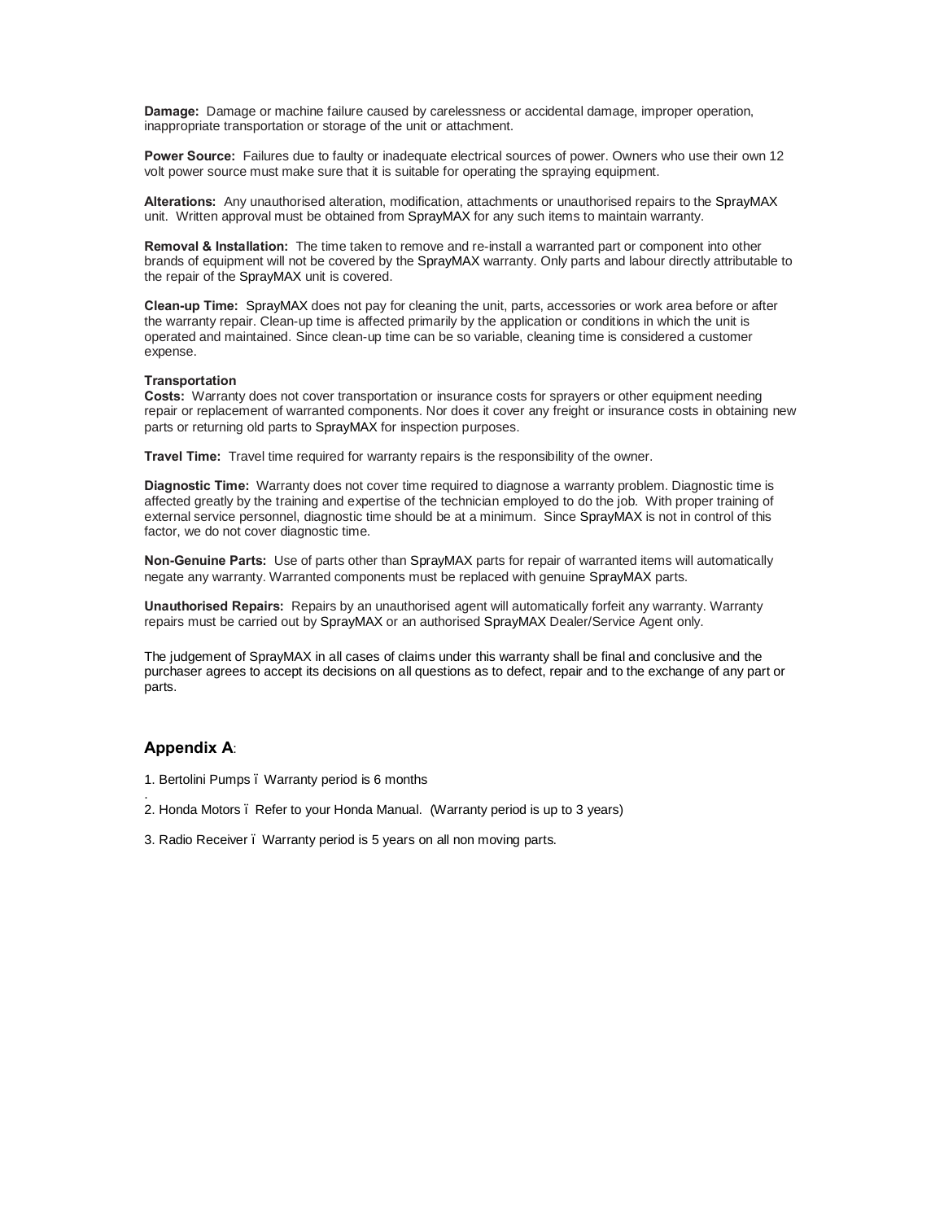**Damage:** Damage or machine failure caused by carelessness or accidental damage, improper operation, inappropriate transportation or storage of the unit or attachment.

**Power Source:** Failures due to faulty or inadequate electrical sources of power. Owners who use their own 12 volt power source must make sure that it is suitable for operating the spraying equipment.

**Alterations:** Any unauthorised alteration, modification, attachments or unauthorised repairs to the SprayMAX unit. Written approval must be obtained from SprayMAX for any such items to maintain warranty.

**Removal & Installation:** The time taken to remove and re-install a warranted part or component into other brands of equipment will not be covered by the SprayMAX warranty. Only parts and labour directly attributable to the repair of the SprayMAX unit is covered.

**Clean-up Time:** SprayMAX does not pay for cleaning the unit, parts, accessories or work area before or after the warranty repair. Clean-up time is affected primarily by the application or conditions in which the unit is operated and maintained. Since clean-up time can be so variable, cleaning time is considered a customer expense.

**Transportation Costs:** Warranty does not cover transportation or insurance costs for sprayers or other equipment needing repair or replacement of warranted components. Nor does it cover any freight or insurance costs in obtaining new parts or returning old parts to SprayMAX for inspection purposes.

**Travel Time:** Travel time required for warranty repairs is the responsibility of the owner.

**Diagnostic Time:** Warranty does not cover time required to diagnose a warranty problem. Diagnostic time is affected greatly by the training and expertise of the technician employed to do the job. With proper training of external service personnel, diagnostic time should be at a minimum. Since SprayMAX is not in control of this factor, we do not cover diagnostic time.

**Non-Genuine Parts:** Use of parts other than SprayMAX parts for repair of warranted items will automatically negate any warranty. Warranted components must be replaced with genuine SprayMAX parts.

**Unauthorised Repairs:** Repairs by an unauthorised agent will automatically forfeit any warranty. Warranty repairs must be carried out by SprayMAX or an authorised SprayMAX Dealer/Service Agent only.

The judgement of SprayMAX in all cases of claims under this warranty shall be final and conclusive and the purchaser agrees to accept its decisions on all questions as to defect, repair and to the exchange of any part or parts.

## Appendix A:

1. Bertolini Pumps – Warranty period is 6 months
2. Honda Motors – Refer to your Honda Manual. (Warranty period is up to 3 years)
3. Radio Receiver – Warranty period is 5 years on all non moving parts.